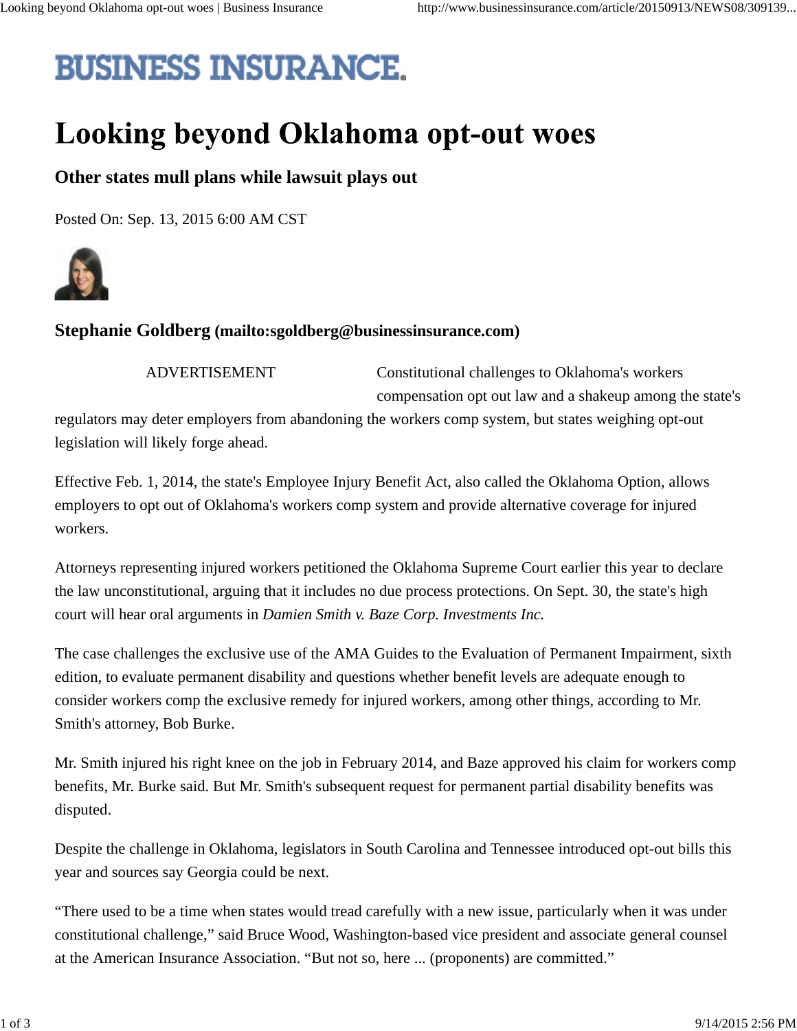BUSINESS INSURANCE

# Looking beyond Oklahoma opt-out woes

## Other states mull plans while lawsuit plays out

Posted On: Sep. 13, 2015 6:00 AM CST

### Stephanie Goldberg (mailto:sgoldberg@businessinsurance.com)

ADVERTISEMENT

Constitutional challenges to Oklahoma's workers compensation opt out law and a shakeup among the state's regulators may deter employers from abandoning the workers comp system, but states weighing opt-out legislation will likely forge ahead.

Effective Feb. 1, 2014, the state's Employee Injury Benefit Act, also called the Oklahoma Option, allows employers to opt out of Oklahoma's workers comp system and provide alternative coverage for injured workers.

Attorneys representing injured workers petitioned the Oklahoma Supreme Court earlier this year to declare the law unconstitutional, arguing that it includes no due process protections. On Sept. 30, the state's high court will hear oral arguments in *Damien Smith v. Baze Corp. Investments Inc.*

The case challenges the exclusive use of the AMA Guides to the Evaluation of Permanent Impairment, sixth edition, to evaluate permanent disability and questions whether benefit levels are adequate enough to consider workers comp the exclusive remedy for injured workers, among other things, according to Mr. Smith's attorney, Bob Burke.

Mr. Smith injured his right knee on the job in February 2014, and Baze approved his claim for workers comp benefits, Mr. Burke said. But Mr. Smith's subsequent request for permanent partial disability benefits was disputed.

Despite the challenge in Oklahoma, legislators in South Carolina and Tennessee introduced opt-out bills this year and sources say Georgia could be next.

"There used to be a time when states would tread carefully with a new issue, particularly when it was under constitutional challenge," said Bruce Wood, Washington-based vice president and associate general counsel at the American Insurance Association. "But not so, here ... (proponents) are committed."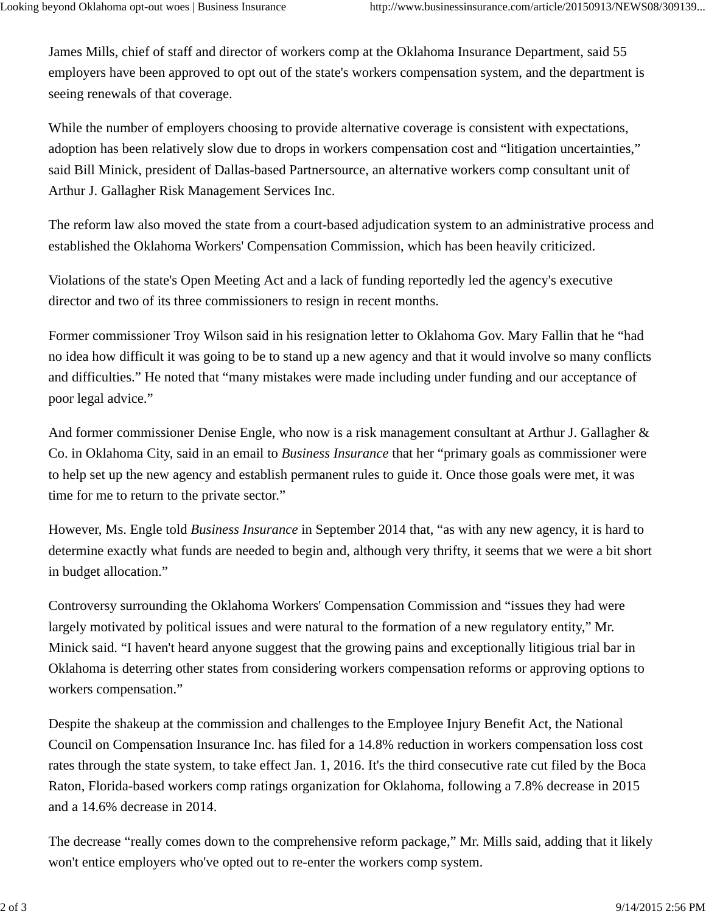James Mills, chief of staff and director of workers comp at the Oklahoma Insurance Department, said 55 employers have been approved to opt out of the state's workers compensation system, and the department is seeing renewals of that coverage.

While the number of employers choosing to provide alternative coverage is consistent with expectations, adoption has been relatively slow due to drops in workers compensation cost and “litigation uncertainties,” said Bill Minick, president of Dallas-based Partnersource, an alternative workers comp consultant unit of Arthur J. Gallagher Risk Management Services Inc.

The reform law also moved the state from a court-based adjudication system to an administrative process and established the Oklahoma Workers' Compensation Commission, which has been heavily criticized.

Violations of the state's Open Meeting Act and a lack of funding reportedly led the agency's executive director and two of its three commissioners to resign in recent months.

Former commissioner Troy Wilson said in his resignation letter to Oklahoma Gov. Mary Fallin that he “had no idea how difficult it was going to be to stand up a new agency and that it would involve so many conflicts and difficulties.” He noted that “many mistakes were made including under funding and our acceptance of poor legal advice.”

And former commissioner Denise Engle, who now is a risk management consultant at Arthur J. Gallagher & Co. in Oklahoma City, said in an email to *Business Insurance* that her “primary goals as commissioner were to help set up the new agency and establish permanent rules to guide it. Once those goals were met, it was time for me to return to the private sector.”

However, Ms. Engle told *Business Insurance* in September 2014 that, “as with any new agency, it is hard to determine exactly what funds are needed to begin and, although very thrifty, it seems that we were a bit short in budget allocation.”

Controversy surrounding the Oklahoma Workers' Compensation Commission and “issues they had were largely motivated by political issues and were natural to the formation of a new regulatory entity,” Mr. Minick said. “I haven't heard anyone suggest that the growing pains and exceptionally litigious trial bar in Oklahoma is deterring other states from considering workers compensation reforms or approving options to workers compensation.”

Despite the shakeup at the commission and challenges to the Employee Injury Benefit Act, the National Council on Compensation Insurance Inc. has filed for a 14.8% reduction in workers compensation loss cost rates through the state system, to take effect Jan. 1, 2016. It's the third consecutive rate cut filed by the Boca Raton, Florida-based workers comp ratings organization for Oklahoma, following a 7.8% decrease in 2015 and a 14.6% decrease in 2014.

The decrease “really comes down to the comprehensive reform package,” Mr. Mills said, adding that it likely won't entice employers who've opted out to re-enter the workers comp system.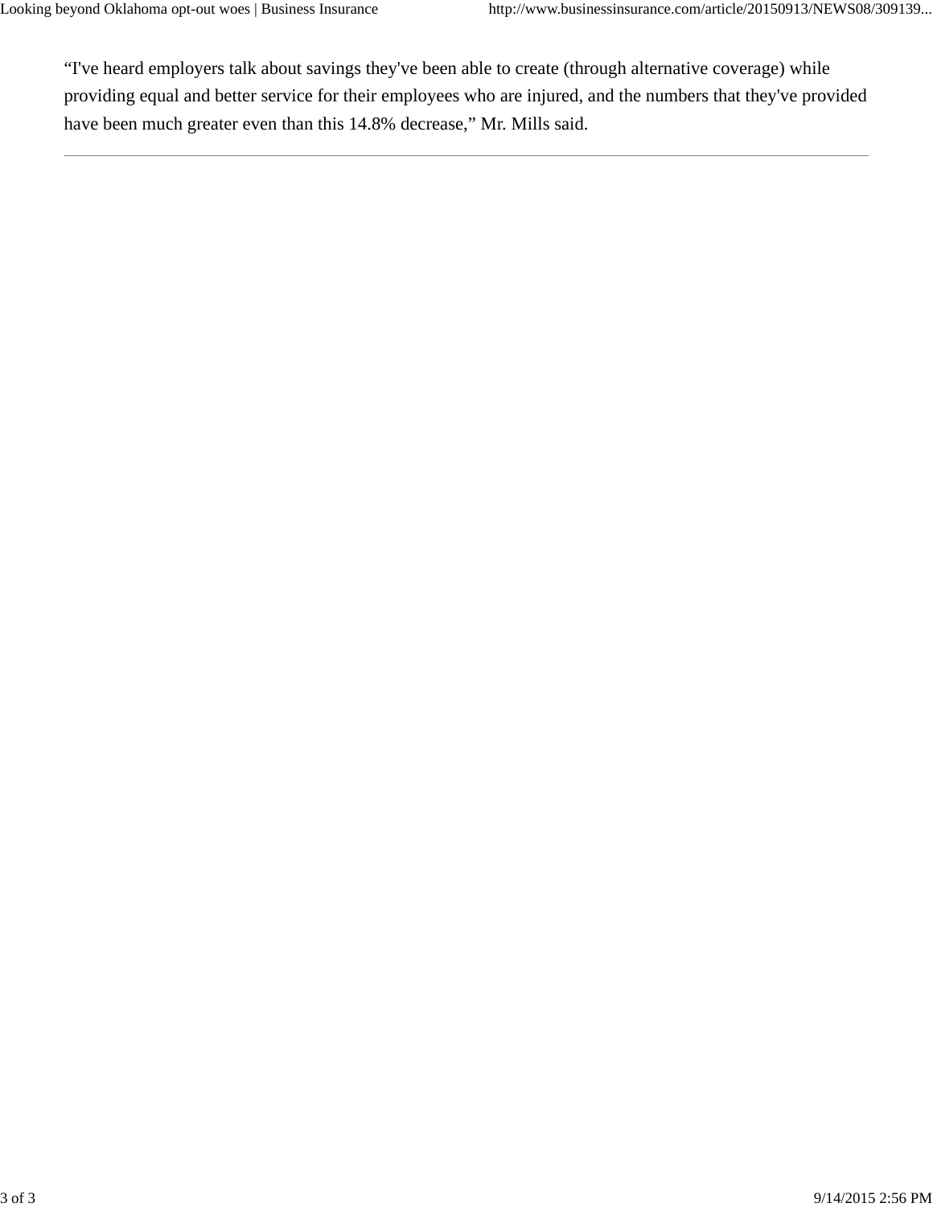“I've heard employers talk about savings they've been able to create (through alternative coverage) while providing equal and better service for their employees who are injured, and the numbers that they've provided have been much greater even than this 14.8% decrease,” Mr. Mills said.

---